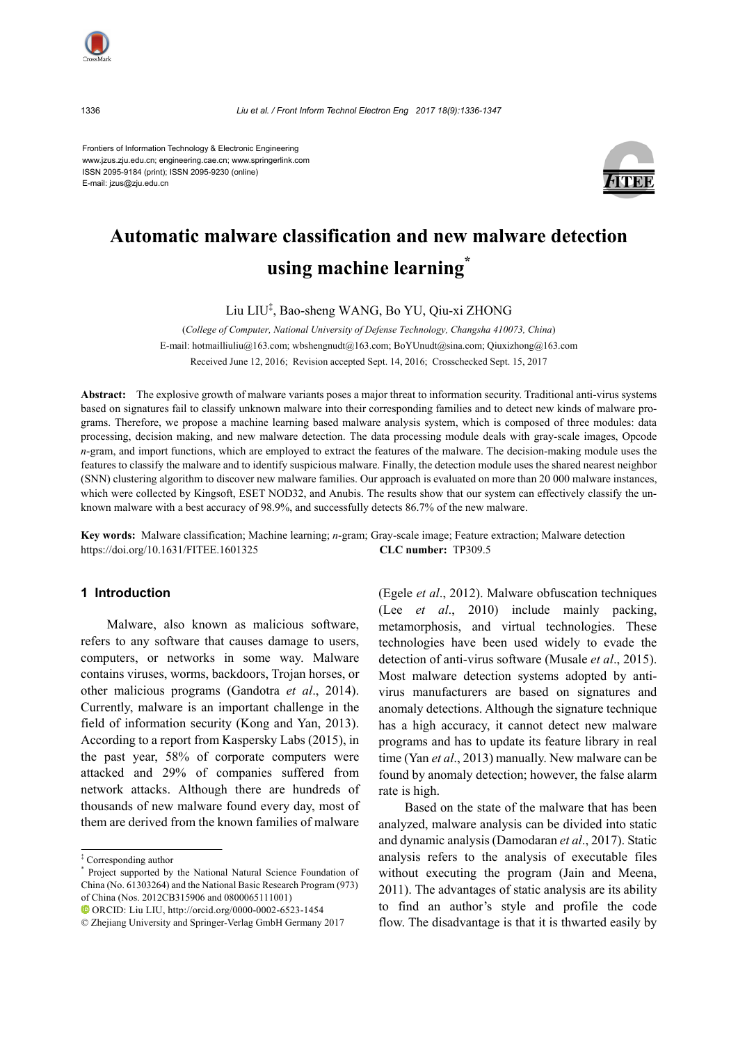Frontiers of Information Technology & Electronic Engineering
www.jzus.zju.edu.cn; engineering.cae.cn; www.springerlink.com
ISSN 2095-9184 (print); ISSN 2095-9230 (online)
E-mail: jzus@zju.edu.cn

# Automatic malware classification and new malware detection using machine learning*

Liu LIU‡, Bao-sheng WANG, Bo YU, Qiu-xi ZHONG

(*College of Computer, National University of Defense Technology, Changsha 410073, China*)

E-mail: hotmailliuliu@163.com; wbshengnudt@163.com; BoYUnudt@sina.com; Qiuxizhong@163.com

Received June 12, 2016; Revision accepted Sept. 14, 2016; Crosschecked Sept. 15, 2017

**Abstract:** The explosive growth of malware variants poses a major threat to information security. Traditional anti-virus systems based on signatures fail to classify unknown malware into their corresponding families and to detect new kinds of malware programs. Therefore, we propose a machine learning based malware analysis system, which is composed of three modules: data processing, decision making, and new malware detection. The data processing module deals with gray-scale images, Opcode *n*-gram, and import functions, which are employed to extract the features of the malware. The decision-making module uses the features to classify the malware and to identify suspicious malware. Finally, the detection module uses the shared nearest neighbor (SNN) clustering algorithm to discover new malware families. Our approach is evaluated on more than 20 000 malware instances, which were collected by Kingsoft, ESET NOD32, and Anubis. The results show that our system can effectively classify the unknown malware with a best accuracy of 98.9%, and successfully detects 86.7% of the new malware.

**Key words:** Malware classification; Machine learning; *n*-gram; Gray-scale image; Feature extraction; Malware detection
https://doi.org/10.1631/FITEE.1601325 **CLC number:** TP309.5

## 1 Introduction

Malware, also known as malicious software, refers to any software that causes damage to users, computers, or networks in some way. Malware contains viruses, worms, backdoors, Trojan horses, or other malicious programs (Gandotra *et al*., 2014). Currently, malware is an important challenge in the field of information security (Kong and Yan, 2013). According to a report from Kaspersky Labs (2015), in the past year, 58% of corporate computers were attacked and 29% of companies suffered from network attacks. Although there are hundreds of thousands of new malware found every day, most of them are derived from the known families of malware (Egele *et al*., 2012). Malware obfuscation techniques (Lee *et al*., 2010) include mainly packing, metamorphosis, and virtual technologies. These technologies have been used widely to evade the detection of anti-virus software (Musale *et al*., 2015). Most malware detection systems adopted by anti-virus manufacturers are based on signatures and anomaly detections. Although the signature technique has a high accuracy, it cannot detect new malware programs and has to update its feature library in real time (Yan *et al*., 2013) manually. New malware can be found by anomaly detection; however, the false alarm rate is high.

Based on the state of the malware that has been analyzed, malware analysis can be divided into static and dynamic analysis (Damodaran *et al*., 2017). Static analysis refers to the analysis of executable files without executing the program (Jain and Meena, 2011). The advantages of static analysis are its ability to find an author's style and profile the code flow. The disadvantage is that it is thwarted easily by

---

‡ Corresponding author

\* Project supported by the National Natural Science Foundation of China (No. 61303264) and the National Basic Research Program (973) of China (Nos. 2012CB315906 and 0800065111001)

ORCID: Liu LIU, http://orcid.org/0000-0002-6523-1454

© Zhejiang University and Springer-Verlag GmbH Germany 2017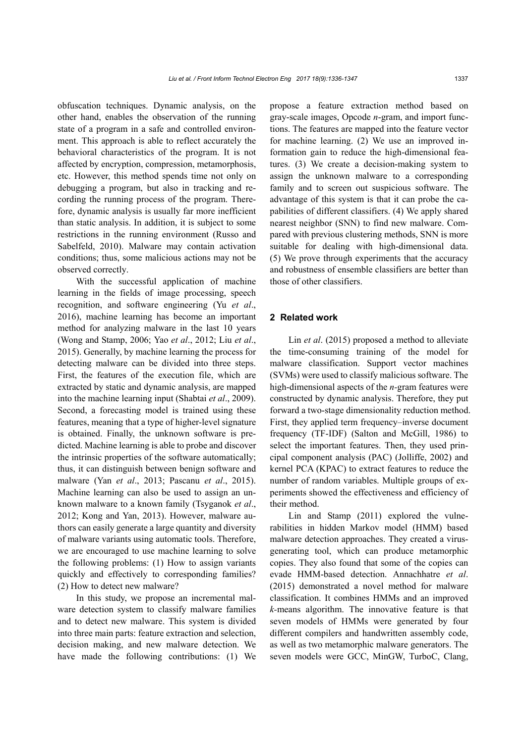obfuscation techniques. Dynamic analysis, on the other hand, enables the observation of the running state of a program in a safe and controlled environment. This approach is able to reflect accurately the behavioral characteristics of the program. It is not affected by encryption, compression, metamorphosis, etc. However, this method spends time not only on debugging a program, but also in tracking and recording the running process of the program. Therefore, dynamic analysis is usually far more inefficient than static analysis. In addition, it is subject to some restrictions in the running environment (Russo and Sabelfeld, 2010). Malware may contain activation conditions; thus, some malicious actions may not be observed correctly.

With the successful application of machine learning in the fields of image processing, speech recognition, and software engineering (Yu *et al*., 2016), machine learning has become an important method for analyzing malware in the last 10 years (Wong and Stamp, 2006; Yao *et al*., 2012; Liu *et al*., 2015). Generally, by machine learning the process for detecting malware can be divided into three steps. First, the features of the execution file, which are extracted by static and dynamic analysis, are mapped into the machine learning input (Shabtai *et al*., 2009). Second, a forecasting model is trained using these features, meaning that a type of higher-level signature is obtained. Finally, the unknown software is predicted. Machine learning is able to probe and discover the intrinsic properties of the software automatically; thus, it can distinguish between benign software and malware (Yan *et al*., 2013; Pascanu *et al*., 2015). Machine learning can also be used to assign an unknown malware to a known family (Tsyganok *et al*., 2012; Kong and Yan, 2013). However, malware authors can easily generate a large quantity and diversity of malware variants using automatic tools. Therefore, we are encouraged to use machine learning to solve the following problems: (1) How to assign variants quickly and effectively to corresponding families? (2) How to detect new malware?

In this study, we propose an incremental malware detection system to classify malware families and to detect new malware. This system is divided into three main parts: feature extraction and selection, decision making, and new malware detection. We have made the following contributions: (1) We propose a feature extraction method based on gray-scale images, Opcode *n*-gram, and import functions. The features are mapped into the feature vector for machine learning. (2) We use an improved information gain to reduce the high-dimensional features. (3) We create a decision-making system to assign the unknown malware to a corresponding family and to screen out suspicious software. The advantage of this system is that it can probe the capabilities of different classifiers. (4) We apply shared nearest neighbor (SNN) to find new malware. Compared with previous clustering methods, SNN is more suitable for dealing with high-dimensional data. (5) We prove through experiments that the accuracy and robustness of ensemble classifiers are better than those of other classifiers.

## 2 Related work

Lin *et al*. (2015) proposed a method to alleviate the time-consuming training of the model for malware classification. Support vector machines (SVMs) were used to classify malicious software. The high-dimensional aspects of the *n*-gram features were constructed by dynamic analysis. Therefore, they put forward a two-stage dimensionality reduction method. First, they applied term frequency–inverse document frequency (TF-IDF) (Salton and McGill, 1986) to select the important features. Then, they used principal component analysis (PAC) (Jolliffe, 2002) and kernel PCA (KPAC) to extract features to reduce the number of random variables. Multiple groups of experiments showed the effectiveness and efficiency of their method.

Lin and Stamp (2011) explored the vulnerabilities in hidden Markov model (HMM) based malware detection approaches. They created a virus-generating tool, which can produce metamorphic copies. They also found that some of the copies can evade HMM-based detection. Annachhatre *et al*. (2015) demonstrated a novel method for malware classification. It combines HMMs and an improved *k*-means algorithm. The innovative feature is that seven models of HMMs were generated by four different compilers and handwritten assembly code, as well as two metamorphic malware generators. The seven models were GCC, MinGW, TurboC, Clang,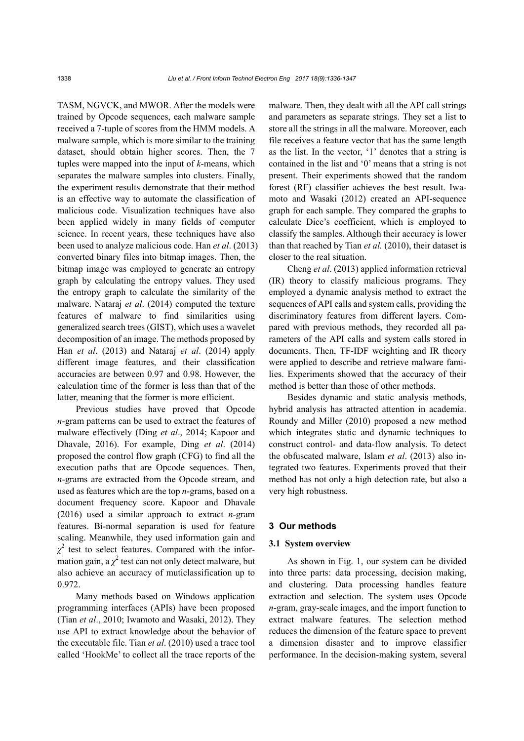TASM, NGVCK, and MWOR. After the models were trained by Opcode sequences, each malware sample received a 7-tuple of scores from the HMM models. A malware sample, which is more similar to the training dataset, should obtain higher scores. Then, the 7 tuples were mapped into the input of *k*-means, which separates the malware samples into clusters. Finally, the experiment results demonstrate that their method is an effective way to automate the classification of malicious code. Visualization techniques have also been applied widely in many fields of computer science. In recent years, these techniques have also been used to analyze malicious code. Han *et al*. (2013) converted binary files into bitmap images. Then, the bitmap image was employed to generate an entropy graph by calculating the entropy values. They used the entropy graph to calculate the similarity of the malware. Nataraj *et al*. (2014) computed the texture features of malware to find similarities using generalized search trees (GIST), which uses a wavelet decomposition of an image. The methods proposed by Han *et al*. (2013) and Nataraj *et al*. (2014) apply different image features, and their classification accuracies are between 0.97 and 0.98. However, the calculation time of the former is less than that of the latter, meaning that the former is more efficient.

Previous studies have proved that Opcode *n*-gram patterns can be used to extract the features of malware effectively (Ding *et al*., 2014; Kapoor and Dhavale, 2016). For example, Ding *et al*. (2014) proposed the control flow graph (CFG) to find all the execution paths that are Opcode sequences. Then, *n*-grams are extracted from the Opcode stream, and used as features which are the top *n*-grams, based on a document frequency score. Kapoor and Dhavale (2016) used a similar approach to extract *n*-gram features. Bi-normal separation is used for feature scaling. Meanwhile, they used information gain and $\chi^2$ test to select features. Compared with the information gain, a $\chi^2$ test can not only detect malware, but also achieve an accuracy of muticlassification up to 0.972.

Many methods based on Windows application programming interfaces (APIs) have been proposed (Tian *et al*., 2010; Iwamoto and Wasaki, 2012). They use API to extract knowledge about the behavior of the executable file. Tian *et al*. (2010) used a trace tool called 'HookMe' to collect all the trace reports of the malware. Then, they dealt with all the API call strings and parameters as separate strings. They set a list to store all the strings in all the malware. Moreover, each file receives a feature vector that has the same length as the list. In the vector, '1' denotes that a string is contained in the list and '0' means that a string is not present. Their experiments showed that the random forest (RF) classifier achieves the best result. Iwamoto and Wasaki (2012) created an API-sequence graph for each sample. They compared the graphs to calculate Dice's coefficient, which is employed to classify the samples. Although their accuracy is lower than that reached by Tian *et al.* (2010), their dataset is closer to the real situation.

Cheng *et al*. (2013) applied information retrieval (IR) theory to classify malicious programs. They employed a dynamic analysis method to extract the sequences of API calls and system calls, providing the discriminatory features from different layers. Compared with previous methods, they recorded all parameters of the API calls and system calls stored in documents. Then, TF-IDF weighting and IR theory were applied to describe and retrieve malware families. Experiments showed that the accuracy of their method is better than those of other methods.

Besides dynamic and static analysis methods, hybrid analysis has attracted attention in academia. Roundy and Miller (2010) proposed a new method which integrates static and dynamic techniques to construct control- and data-flow analysis. To detect the obfuscated malware, Islam *et al*. (2013) also integrated two features. Experiments proved that their method has not only a high detection rate, but also a very high robustness.

## 3 Our methods

### 3.1 System overview

As shown in Fig. 1, our system can be divided into three parts: data processing, decision making, and clustering. Data processing handles feature extraction and selection. The system uses Opcode *n*-gram, gray-scale images, and the import function to extract malware features. The selection method reduces the dimension of the feature space to prevent a dimension disaster and to improve classifier performance. In the decision-making system, several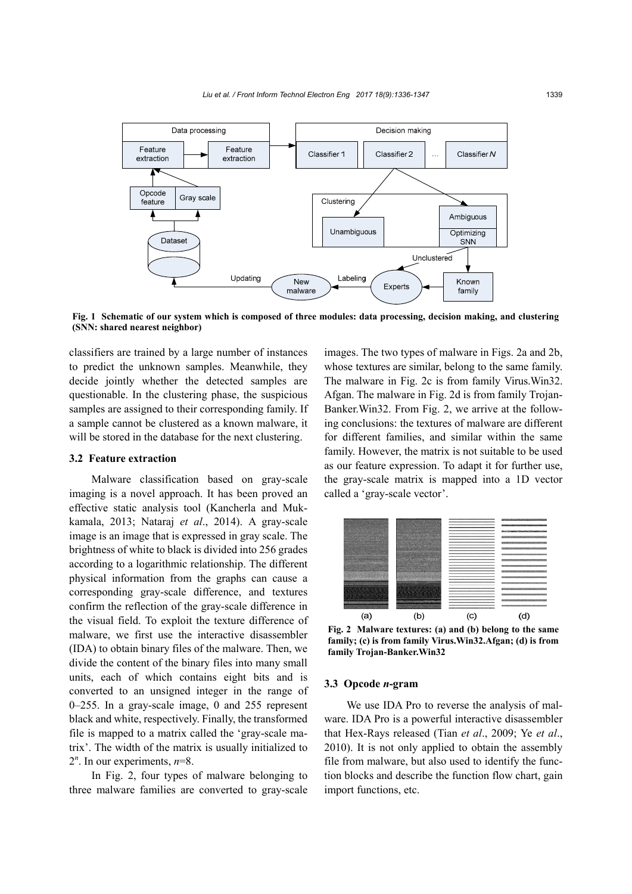Fig. 1 Schematic of our system which is composed of three modules: data processing, decision making, and clustering (SNN: shared nearest neighbor)

classifiers are trained by a large number of instances to predict the unknown samples. Meanwhile, they decide jointly whether the detected samples are questionable. In the clustering phase, the suspicious samples are assigned to their corresponding family. If a sample cannot be clustered as a known malware, it will be stored in the database for the next clustering.

### 3.2 Feature extraction

Malware classification based on gray-scale imaging is a novel approach. It has been proved an effective static analysis tool (Kancherla and Mukkamala, 2013; Nataraj *et al*., 2014). A gray-scale image is an image that is expressed in gray scale. The brightness of white to black is divided into 256 grades according to a logarithmic relationship. The different physical information from the graphs can cause a corresponding gray-scale difference, and textures confirm the reflection of the gray-scale difference in the visual field. To exploit the texture difference of malware, we first use the interactive disassembler (IDA) to obtain binary files of the malware. Then, we divide the content of the binary files into many small units, each of which contains eight bits and is converted to an unsigned integer in the range of 0–255. In a gray-scale image, 0 and 255 represent black and white, respectively. Finally, the transformed file is mapped to a matrix called the 'gray-scale matrix'. The width of the matrix is usually initialized to $2^n$. In our experiments, $n$=8.

In Fig. 2, four types of malware belonging to three malware families are converted to gray-scale images. The two types of malware in Figs. 2a and 2b, whose textures are similar, belong to the same family. The malware in Fig. 2c is from family Virus.Win32.Afgan. The malware in Fig. 2d is from family Trojan-Banker.Win32. From Fig. 2, we arrive at the following conclusions: the textures of malware are different for different families, and similar within the same family. However, the matrix is not suitable to be used as our feature expression. To adapt it for further use, the gray-scale matrix is mapped into a 1D vector called a 'gray-scale vector'.

Fig. 2 Malware textures: (a) and (b) belong to the same family; (c) is from family Virus.Win32.Afgan; (d) is from family Trojan-Banker.Win32

### 3.3 Opcode *n*-gram

We use IDA Pro to reverse the analysis of malware. IDA Pro is a powerful interactive disassembler that Hex-Rays released (Tian *et al*., 2009; Ye *et al*., 2010). It is not only applied to obtain the assembly file from malware, but also used to identify the function blocks and describe the function flow chart, gain import functions, etc.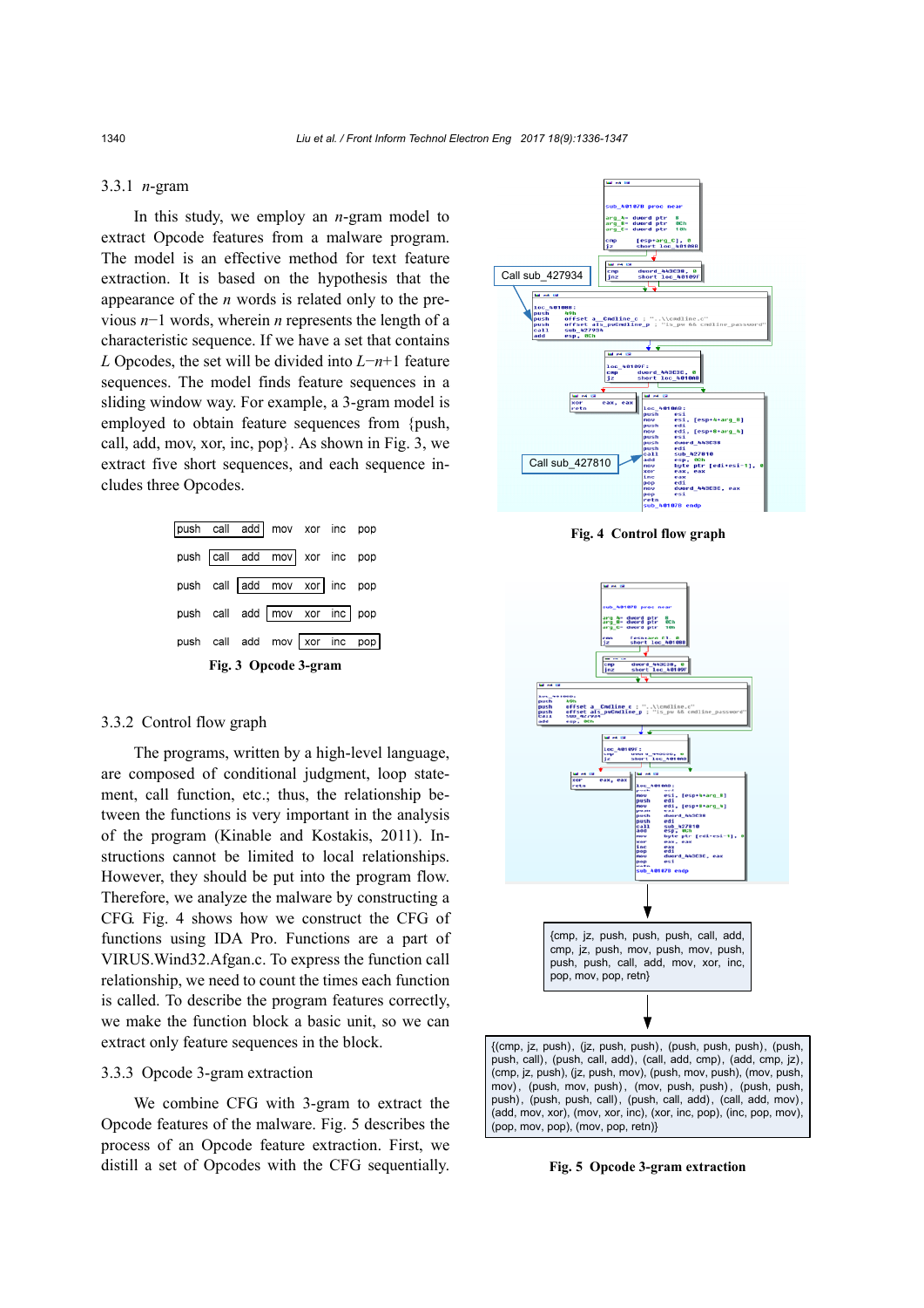### 3.3.1 *n*-gram

In this study, we employ an *n*-gram model to extract Opcode features from a malware program. The model is an effective method for text feature extraction. It is based on the hypothesis that the appearance of the *n* words is related only to the previous $n-1$ words, wherein *n* represents the length of a characteristic sequence. If we have a set that contains *L* Opcodes, the set will be divided into $L-n+1$ feature sequences. The model finds feature sequences in a sliding window way. For example, a 3-gram model is employed to obtain feature sequences from {push, call, add, mov, xor, inc, pop}. As shown in Fig. 3, we extract five short sequences, and each sequence includes three Opcodes.

| | | | | | | |
|---|---|---|---|---|---|---|
| [push | call | add] | mov | xor | inc | pop |
| push | [call | add | mov] | xor | inc | pop |
| push | call | [add | mov | xor] | inc | pop |
| push | call | add | [mov | xor | inc] | pop |
| push | call | add | mov | [xor | inc | pop] |

**Fig. 3 Opcode 3-gram**

### 3.3.2 Control flow graph

The programs, written by a high-level language, are composed of conditional judgment, loop statement, call function, etc.; thus, the relationship between the functions is very important in the analysis of the program (Kinable and Kostakis, 2011). Instructions cannot be limited to local relationships. However, they should be put into the program flow. Therefore, we analyze the malware by constructing a CFG. Fig. 4 shows how we construct the CFG of functions using IDA Pro. Functions are a part of VIRUS.Wind32.Afgan.c. To express the function call relationship, we need to count the times each function is called. To describe the program features correctly, we make the function block a basic unit, so we can extract only feature sequences in the block.

### 3.3.3 Opcode 3-gram extraction

We combine CFG with 3-gram to extract the Opcode features of the malware. Fig. 5 describes the process of an Opcode feature extraction. First, we distill a set of Opcodes with the CFG sequentially.

Call sub_427934

Call sub_427810

**Fig. 4 Control flow graph**

{cmp, jz, push, push, push, call, add, cmp, jz, push, mov, push, mov, push, push, push, call, add, mov, xor, inc, pop, mov, pop, retn}

{(cmp, jz, push), (jz, push, push), (push, push, push), (push, push, call), (push, call, add), (call, add, cmp), (add, cmp, jz), (cmp, jz, push), (jz, push, mov), (push, mov, push), (mov, push, mov), (push, mov, push), (mov, push, push), (push, push, push), (push, push, call), (push, call, add), (call, add, mov), (add, mov, xor), (mov, xor, inc), (xor, inc, pop), (inc, pop, mov), (pop, mov, pop), (mov, pop, retn)}

**Fig. 5 Opcode 3-gram extraction**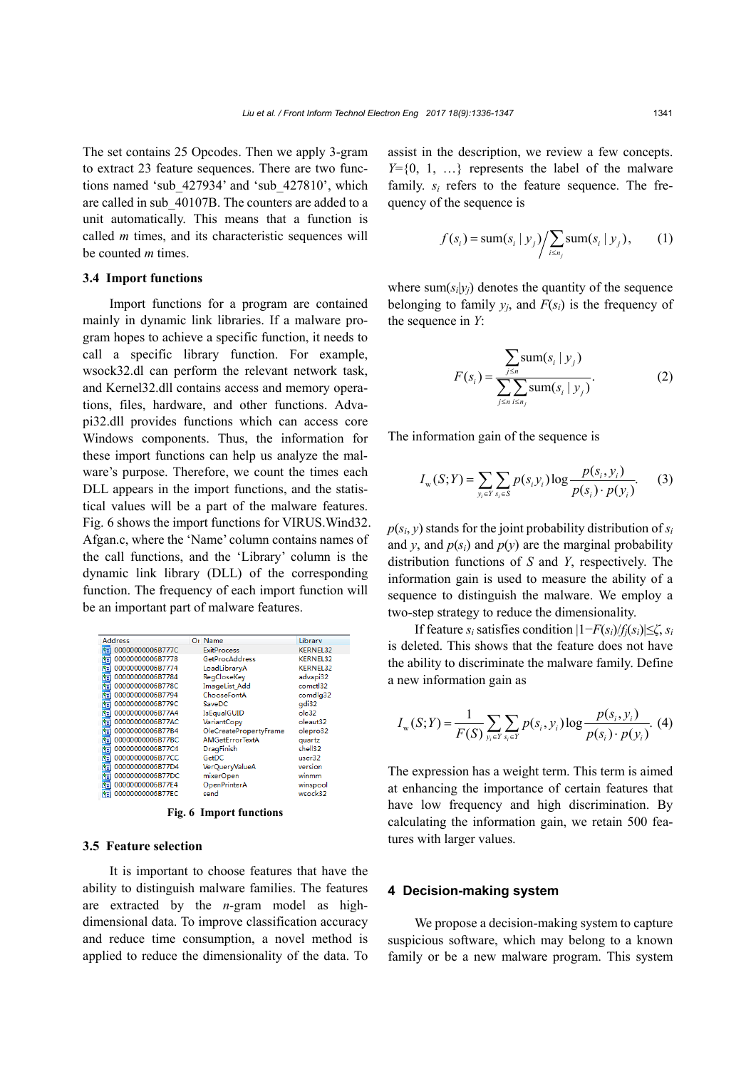The set contains 25 Opcodes. Then we apply 3-gram to extract 23 feature sequences. There are two functions named 'sub_427934' and 'sub_427810', which are called in sub_40107B. The counters are added to a unit automatically. This means that a function is called $m$ times, and its characteristic sequences will be counted $m$ times.

### 3.4 Import functions

Import functions for a program are contained mainly in dynamic link libraries. If a malware program hopes to achieve a specific function, it needs to call a specific library function. For example, wsock32.dl can perform the relevant network task, and Kernel32.dll contains access and memory operations, files, hardware, and other functions. Advapi32.dll provides functions which can access core Windows components. Thus, the information for these import functions can help us analyze the malware's purpose. Therefore, we count the times each DLL appears in the import functions, and the statistical values will be a part of the malware features. Fig. 6 shows the import functions for VIRUS.Wind32.Afgan.c, where the 'Name' column contains names of the call functions, and the 'Library' column is the dynamic link library (DLL) of the corresponding function. The frequency of each import function will be an important part of malware features.

| Address | Name | Library |
|---|---|---|
| 000000000068777C | ExitProcess | KERNEL32 |
| 0000000000687778 | GetProcAddress | KERNEL32 |
| 0000000000687774 | LoadLibraryA | KERNEL32 |
| 0000000000687784 | RegCloseKey | advapi32 |
| 000000000068778C | ImageList_Add | comctl32 |
| 0000000000687794 | ChooseFontA | comdlg32 |
| 000000000068779C | SaveDC | gdi32 |
| 00000000006877A4 | IsEqualGUID | ole32 |
| 00000000006877AC | VariantCopy | oleaut32 |
| 00000000006877B4 | OleCreatePropertyFrame | olepro32 |
| 00000000006877BC | AMGetErrorTextA | quartz |
| 00000000006877C4 | DragFinish | shell32 |
| 00000000006877CC | GetDC | user32 |
| 00000000006877D4 | VerQueryValueA | version |
| 00000000006877DC | mixerOpen | winmm |
| 00000000006877E4 | OpenPrinterA | winspool |
| 00000000006877EC | send | wsock32 |

**Fig. 6 Import functions**

### 3.5 Feature selection

It is important to choose features that have the ability to distinguish malware families. The features are extracted by the $n$-gram model as high-dimensional data. To improve classification accuracy and reduce time consumption, a novel method is applied to reduce the dimensionality of the data. To assist in the description, we review a few concepts. $Y=\{0, 1, \ldots\}$ represents the label of the malware family. $s_i$ refers to the feature sequence. The frequency of the sequence is

$$f(s_i) = \text{sum}(s_i \mid y_j) \Big/ \sum_{i \le n_j} \text{sum}(s_i \mid y_j), \quad (1)$$

where $\text{sum}(s_i|y_j)$ denotes the quantity of the sequence belonging to family $y_j$, and $F(s_i)$ is the frequency of the sequence in $Y$:

$$F(s_i) = \frac{\sum_{j \le n} \text{sum}(s_i \mid y_j)}{\sum_{j \le n} \sum_{i \le n_j} \text{sum}(s_i \mid y_j)}. \quad (2)$$

The information gain of the sequence is

$$I_{\text{w}}(S;Y) = \sum_{y_j \in Y} \sum_{s_i \in S} p(s_i y_i) \log \frac{p(s_i, y_i)}{p(s_i) \cdot p(y_i)}. \quad (3)$$

$p(s_i, y)$ stands for the joint probability distribution of $s_i$ and $y$, and $p(s_i)$ and $p(y)$ are the marginal probability distribution functions of $S$ and $Y$, respectively. The information gain is used to measure the ability of a sequence to distinguish the malware. We employ a two-step strategy to reduce the dimensionality.

If feature $s_i$ satisfies condition $|1-F(s_i)/f_j(s_i)| \le \zeta$, $s_i$ is deleted. This shows that the feature does not have the ability to discriminate the malware family. Define a new information gain as

$$I_{\text{w}}(S;Y) = \frac{1}{F(S)} \sum_{y_i \in Y} \sum_{s_i \in Y} p(s_i, y_i) \log \frac{p(s_i, y_i)}{p(s_i) \cdot p(y_i)}. \quad (4)$$

The expression has a weight term. This term is aimed at enhancing the importance of certain features that have low frequency and high discrimination. By calculating the information gain, we retain 500 features with larger values.

## 4 Decision-making system

We propose a decision-making system to capture suspicious software, which may belong to a known family or be a new malware program. This system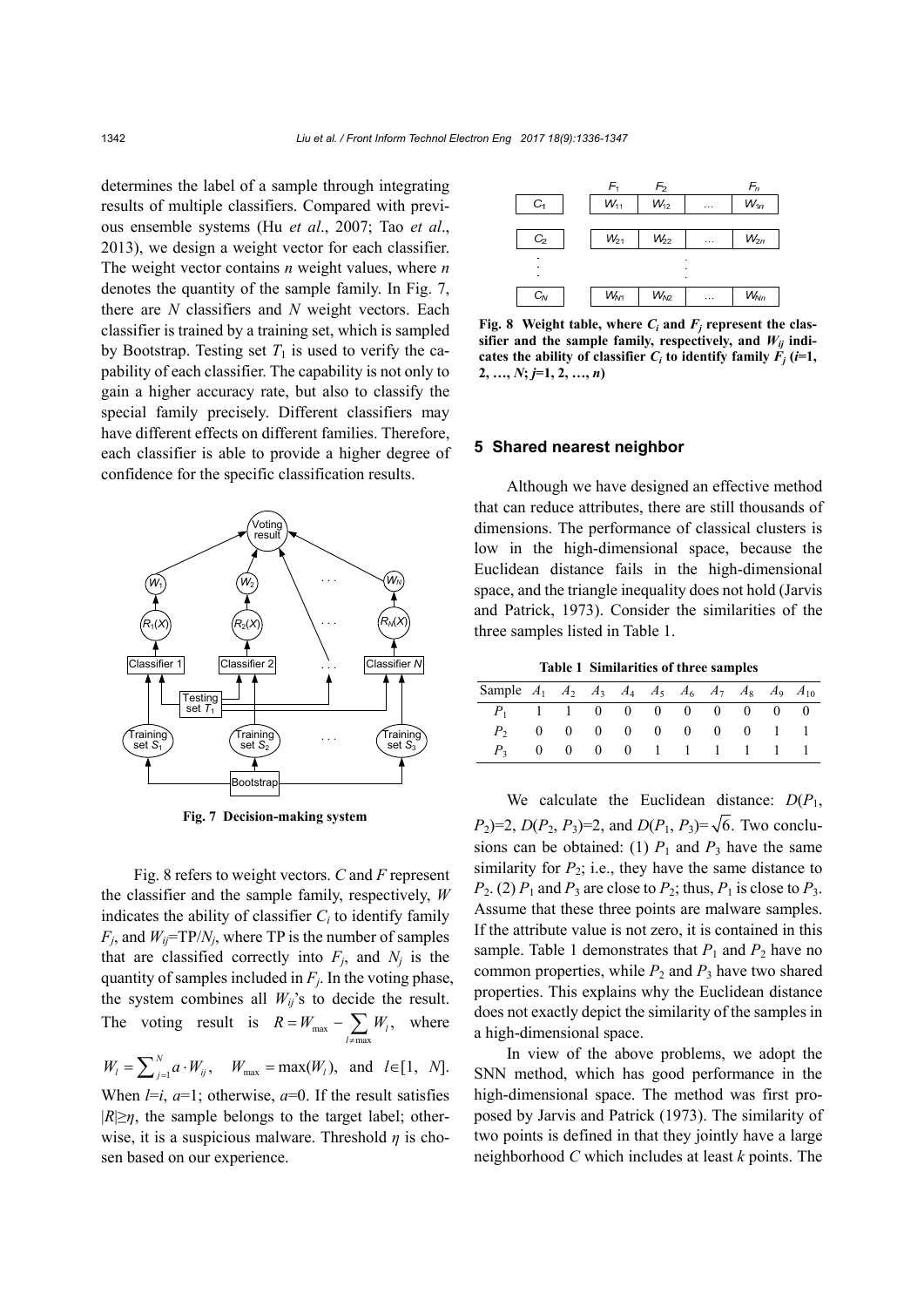determines the label of a sample through integrating results of multiple classifiers. Compared with previous ensemble systems (Hu *et al*., 2007; Tao *et al*., 2013), we design a weight vector for each classifier. The weight vector contains *n* weight values, where *n* denotes the quantity of the sample family. In Fig. 7, there are *N* classifiers and *N* weight vectors. Each classifier is trained by a training set, which is sampled by Bootstrap. Testing set $T_1$ is used to verify the capability of each classifier. The capability is not only to gain a higher accuracy rate, but also to classify the special family precisely. Different classifiers may have different effects on different families. Therefore, each classifier is able to provide a higher degree of confidence for the specific classification results.

**Fig. 7 Decision-making system**

Fig. 8 refers to weight vectors. *C* and *F* represent the classifier and the sample family, respectively, *W* indicates the ability of classifier $C_i$ to identify family $F_j$, and $W_{ij}$=TP/$N_j$, where TP is the number of samples that are classified correctly into $F_j$, and $N_j$ is the quantity of samples included in $F_j$. In the voting phase, the system combines all $W_{ij}$'s to decide the result. The voting result is $R = W_{\max} - \sum_{l \neq \max} W_l$, where $W_l = \sum_{j=1}^{N} a \cdot W_{ij}$, $W_{\max} = \max(W_l)$, and $l \in [1, N]$. When $l$=$i$, $a$=1; otherwise, $a$=0. If the result satisfies $|R| \geq \eta$, the sample belongs to the target label; otherwise, it is a suspicious malware. Threshold $\eta$ is chosen based on our experience.

**Fig. 8 Weight table, where $C_i$ and $F_j$ represent the classifier and the sample family, respectively, and $W_{ij}$ indicates the ability of classifier $C_i$ to identify family $F_j$ ($i$=1, 2, …, $N$; $j$=1, 2, …, $n$)**

## 5 Shared nearest neighbor

Although we have designed an effective method that can reduce attributes, there are still thousands of dimensions. The performance of classical clusters is low in the high-dimensional space, because the Euclidean distance fails in the high-dimensional space, and the triangle inequality does not hold (Jarvis and Patrick, 1973). Consider the similarities of the three samples listed in Table 1.

**Table 1 Similarities of three samples**

| Sample | $A_1$ | $A_2$ | $A_3$ | $A_4$ | $A_5$ | $A_6$ | $A_7$ | $A_8$ | $A_9$ | $A_{10}$ |
|---|---|---|---|---|---|---|---|---|---|---|
| $P_1$ | 1 | 1 | 0 | 0 | 0 | 0 | 0 | 0 | 0 | 0 |
| $P_2$ | 0 | 0 | 0 | 0 | 0 | 0 | 0 | 0 | 1 | 1 |
| $P_3$ | 0 | 0 | 0 | 0 | 1 | 1 | 1 | 1 | 1 | 1 |

We calculate the Euclidean distance: $D(P_1, P_2)$=2, $D(P_2, P_3)$=2, and $D(P_1, P_3)=\sqrt{6}$. Two conclusions can be obtained: (1) $P_1$ and $P_3$ have the same similarity for $P_2$; i.e., they have the same distance to $P_2$. (2) $P_1$ and $P_3$ are close to $P_2$; thus, $P_1$ is close to $P_3$. Assume that these three points are malware samples. If the attribute value is not zero, it is contained in this sample. Table 1 demonstrates that $P_1$ and $P_2$ have no common properties, while $P_2$ and $P_3$ have two shared properties. This explains why the Euclidean distance does not exactly depict the similarity of the samples in a high-dimensional space.

In view of the above problems, we adopt the SNN method, which has good performance in the high-dimensional space. The method was first proposed by Jarvis and Patrick (1973). The similarity of two points is defined in that they jointly have a large neighborhood *C* which includes at least *k* points. The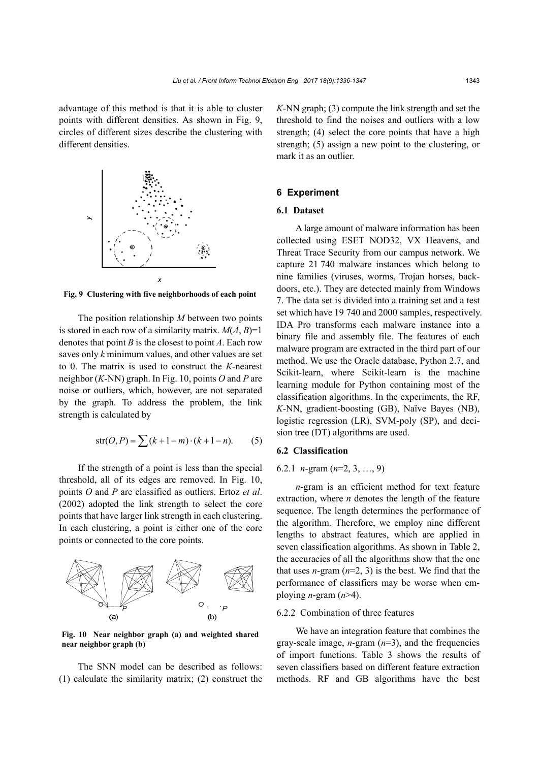advantage of this method is that it is able to cluster points with different densities. As shown in Fig. 9, circles of different sizes describe the clustering with different densities.

**Fig. 9 Clustering with five neighborhoods of each point**

The position relationship $M$ between two points is stored in each row of a similarity matrix. $M(A, B)=1$ denotes that point $B$ is the closest to point $A$. Each row saves only $k$ minimum values, and other values are set to 0. The matrix is used to construct the $K$-nearest neighbor ($K$-NN) graph. In Fig. 10, points $O$ and $P$ are noise or outliers, which, however, are not separated by the graph. To address the problem, the link strength is calculated by

$$\text{str}(O, P) = \sum (k+1-m) \cdot (k+1-n). \qquad (5)$$

If the strength of a point is less than the special threshold, all of its edges are removed. In Fig. 10, points $O$ and $P$ are classified as outliers. Ertoz *et al*. (2002) adopted the link strength to select the core points that have larger link strength in each clustering. In each clustering, a point is either one of the core points or connected to the core points.

**Fig. 10 Near neighbor graph (a) and weighted shared near neighbor graph (b)**

The SNN model can be described as follows: (1) calculate the similarity matrix; (2) construct the $K$-NN graph; (3) compute the link strength and set the threshold to find the noises and outliers with a low strength; (4) select the core points that have a high strength; (5) assign a new point to the clustering, or mark it as an outlier.

## 6 Experiment

### 6.1 Dataset

A large amount of malware information has been collected using ESET NOD32, VX Heavens, and Threat Trace Security from our campus network. We capture 21 740 malware instances which belong to nine families (viruses, worms, Trojan horses, backdoors, etc.). They are detected mainly from Windows 7. The data set is divided into a training set and a test set which have 19 740 and 2000 samples, respectively. IDA Pro transforms each malware instance into a binary file and assembly file. The features of each malware program are extracted in the third part of our method. We use the Oracle database, Python 2.7, and Scikit-learn, where Scikit-learn is the machine learning module for Python containing most of the classification algorithms. In the experiments, the RF, $K$-NN, gradient-boosting (GB), Naïve Bayes (NB), logistic regression (LR), SVM-poly (SP), and decision tree (DT) algorithms are used.

### 6.2 Classification

#### 6.2.1 $n$-gram ($n$=2, 3, …, 9)

$n$-gram is an efficient method for text feature extraction, where $n$ denotes the length of the feature sequence. The length determines the performance of the algorithm. Therefore, we employ nine different lengths to abstract features, which are applied in seven classification algorithms. As shown in Table 2, the accuracies of all the algorithms show that the one that uses $n$-gram ($n$=2, 3) is the best. We find that the performance of classifiers may be worse when employing $n$-gram ($n$>4).

#### 6.2.2 Combination of three features

We have an integration feature that combines the gray-scale image, $n$-gram ($n$=3), and the frequencies of import functions. Table 3 shows the results of seven classifiers based on different feature extraction methods. RF and GB algorithms have the best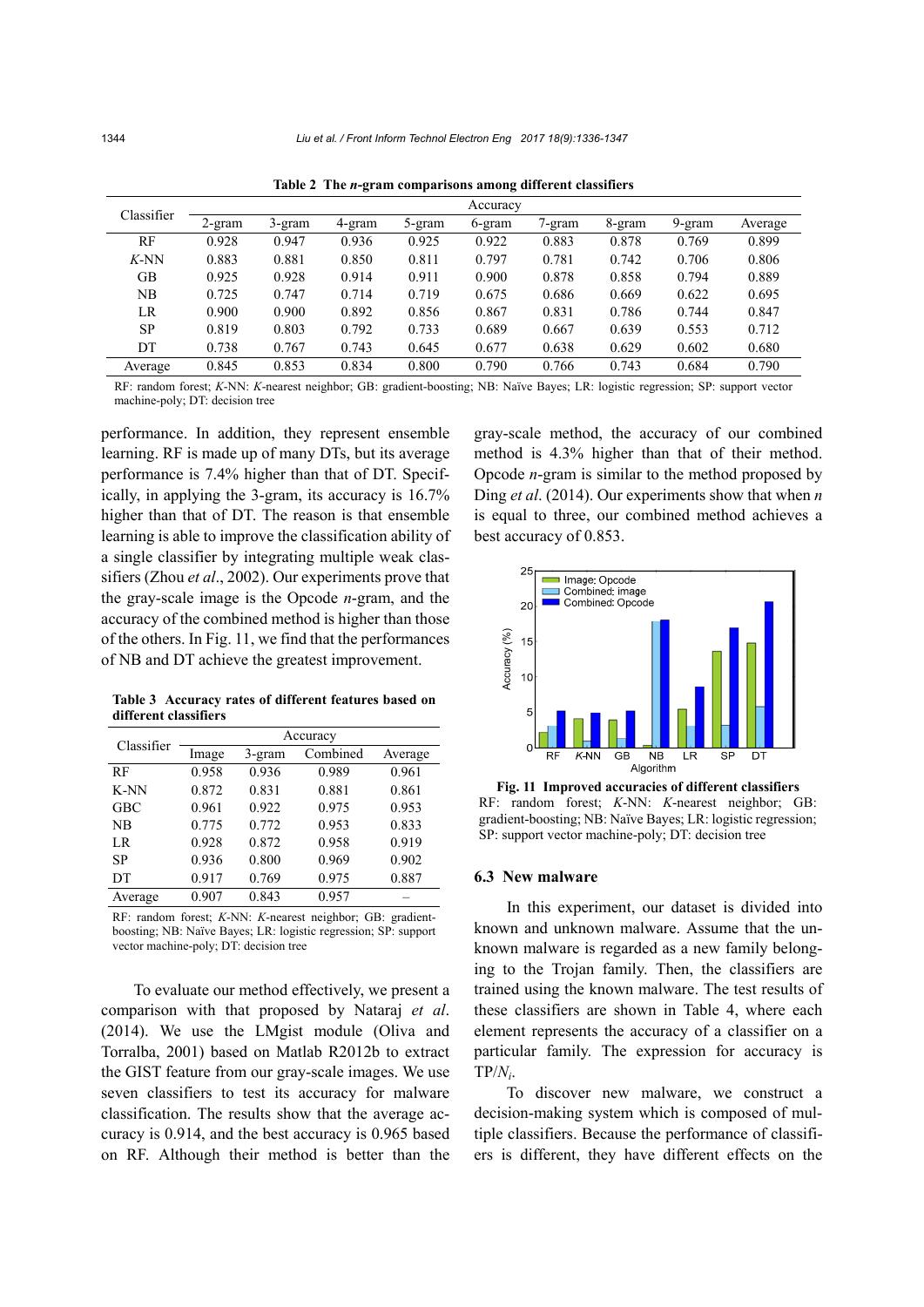**Table 2 The *n*-gram comparisons among different classifiers**

| Classifier | Accuracy | | | | | | | | |
|---|---|---|---|---|---|---|---|---|---|
| | 2-gram | 3-gram | 4-gram | 5-gram | 6-gram | 7-gram | 8-gram | 9-gram | Average |
| RF | 0.928 | 0.947 | 0.936 | 0.925 | 0.922 | 0.883 | 0.878 | 0.769 | 0.899 |
| *K*-NN | 0.883 | 0.881 | 0.850 | 0.811 | 0.797 | 0.781 | 0.742 | 0.706 | 0.806 |
| GB | 0.925 | 0.928 | 0.914 | 0.911 | 0.900 | 0.878 | 0.858 | 0.794 | 0.889 |
| NB | 0.725 | 0.747 | 0.714 | 0.719 | 0.675 | 0.686 | 0.669 | 0.622 | 0.695 |
| LR | 0.900 | 0.900 | 0.892 | 0.856 | 0.867 | 0.831 | 0.786 | 0.744 | 0.847 |
| SP | 0.819 | 0.803 | 0.792 | 0.733 | 0.689 | 0.667 | 0.639 | 0.553 | 0.712 |
| DT | 0.738 | 0.767 | 0.743 | 0.645 | 0.677 | 0.638 | 0.629 | 0.602 | 0.680 |
| Average | 0.845 | 0.853 | 0.834 | 0.800 | 0.790 | 0.766 | 0.743 | 0.684 | 0.790 |

RF: random forest; *K*-NN: *K*-nearest neighbor; GB: gradient-boosting; NB: Naïve Bayes; LR: logistic regression; SP: support vector machine-poly; DT: decision tree

performance. In addition, they represent ensemble learning. RF is made up of many DTs, but its average performance is 7.4% higher than that of DT. Specifically, in applying the 3-gram, its accuracy is 16.7% higher than that of DT. The reason is that ensemble learning is able to improve the classification ability of a single classifier by integrating multiple weak classifiers (Zhou *et al*., 2002). Our experiments prove that the gray-scale image is the Opcode *n*-gram, and the accuracy of the combined method is higher than those of the others. In Fig. 11, we find that the performances of NB and DT achieve the greatest improvement.

**Table 3 Accuracy rates of different features based on different classifiers**

| Classifier | Accuracy | | | |
|---|---|---|---|---|
| | Image | 3-gram | Combined | Average |
| RF | 0.958 | 0.936 | 0.989 | 0.961 |
| K-NN | 0.872 | 0.831 | 0.881 | 0.861 |
| GBC | 0.961 | 0.922 | 0.975 | 0.953 |
| NB | 0.775 | 0.772 | 0.953 | 0.833 |
| LR | 0.928 | 0.872 | 0.958 | 0.919 |
| SP | 0.936 | 0.800 | 0.969 | 0.902 |
| DT | 0.917 | 0.769 | 0.975 | 0.887 |
| Average | 0.907 | 0.843 | 0.957 | – |

RF: random forest; *K*-NN: *K*-nearest neighbor; GB: gradient-boosting; NB: Naïve Bayes; LR: logistic regression; SP: support vector machine-poly; DT: decision tree

To evaluate our method effectively, we present a comparison with that proposed by Nataraj *et al*. (2014). We use the LMgist module (Oliva and Torralba, 2001) based on Matlab R2012b to extract the GIST feature from our gray-scale images. We use seven classifiers to test its accuracy for malware classification. The results show that the average accuracy is 0.914, and the best accuracy is 0.965 based on RF. Although their method is better than the gray-scale method, the accuracy of our combined method is 4.3% higher than that of their method. Opcode *n*-gram is similar to the method proposed by Ding *et al.* (2014). Our experiments show that when *n* is equal to three, our combined method achieves a best accuracy of 0.853.

**Fig. 11 Improved accuracies of different classifiers**
RF: random forest; *K*-NN: *K*-nearest neighbor; GB: gradient-boosting; NB: Naïve Bayes; LR: logistic regression; SP: support vector machine-poly; DT: decision tree

### 6.3 New malware

In this experiment, our dataset is divided into known and unknown malware. Assume that the unknown malware is regarded as a new family belonging to the Trojan family. Then, the classifiers are trained using the known malware. The test results of these classifiers are shown in Table 4, where each element represents the accuracy of a classifier on a particular family. The expression for accuracy is TP/$N_i$.

To discover new malware, we construct a decision-making system which is composed of multiple classifiers. Because the performance of classifiers is different, they have different effects on the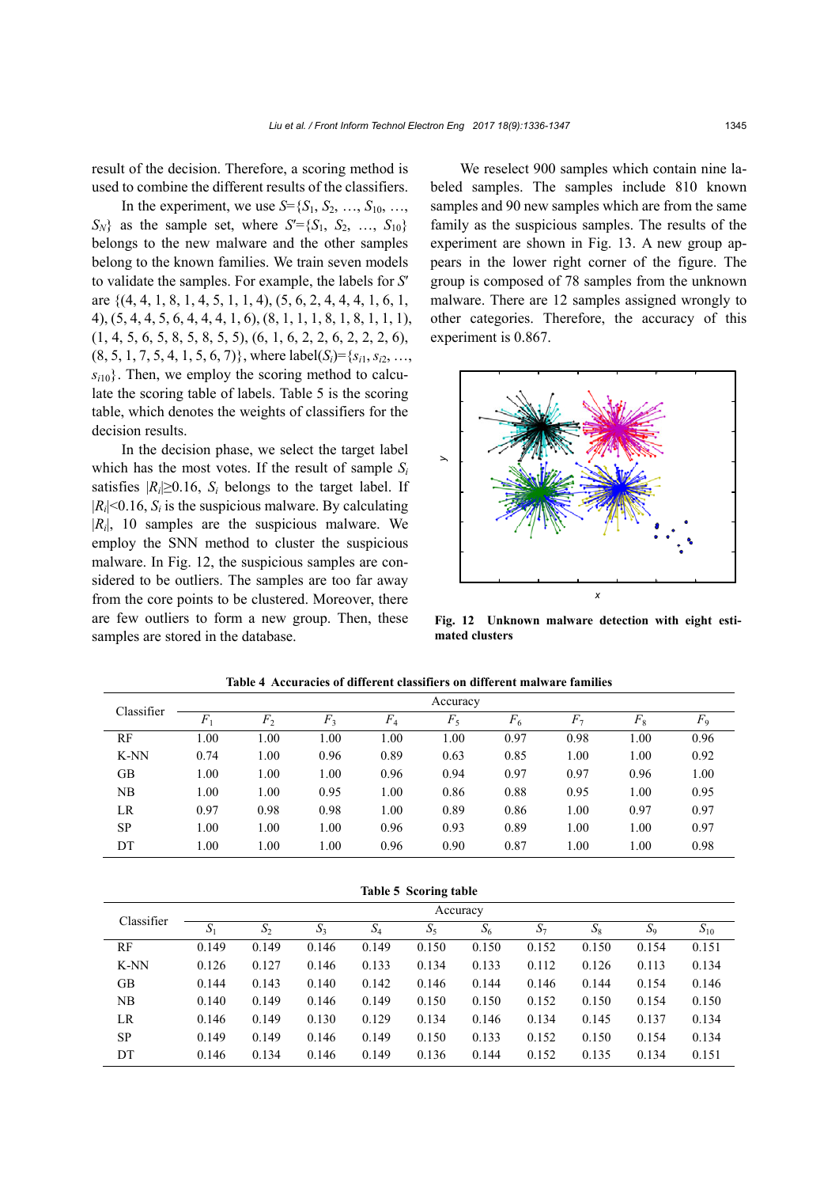result of the decision. Therefore, a scoring method is used to combine the different results of the classifiers.

In the experiment, we use $S=\{S_1, S_2, \ldots, S_{10}, \ldots, S_N\}$ as the sample set, where $S'=\{S_1, S_2, \ldots, S_{10}\}$ belongs to the new malware and the other samples belong to the known families. We train seven models to validate the samples. For example, the labels for $S'$ are {(4, 4, 1, 8, 1, 4, 5, 1, 1, 4), (5, 6, 2, 4, 4, 4, 1, 6, 1, 4), (5, 4, 4, 5, 6, 4, 4, 4, 1, 6), (8, 1, 1, 1, 8, 1, 8, 1, 1, 1), (1, 4, 5, 6, 5, 8, 5, 8, 5, 5), (6, 1, 6, 2, 2, 6, 2, 2, 2, 6), (8, 5, 1, 7, 5, 4, 1, 5, 6, 7)}, where label($S_i$)=$\{s_{i1}, s_{i2}, \ldots, s_{i10}\}$. Then, we employ the scoring method to calculate the scoring table of labels. Table 5 is the scoring table, which denotes the weights of classifiers for the decision results.

In the decision phase, we select the target label which has the most votes. If the result of sample $S_i$ satisfies $|R_i|\geq 0.16$, $S_i$ belongs to the target label. If $|R_i|<0.16$, $S_i$ is the suspicious malware. By calculating $|R_i|$, 10 samples are the suspicious malware. We employ the SNN method to cluster the suspicious malware. In Fig. 12, the suspicious samples are considered to be outliers. The samples are too far away from the core points to be clustered. Moreover, there are few outliers to form a new group. Then, these samples are stored in the database.

We reselect 900 samples which contain nine labeled samples. The samples include 810 known samples and 90 new samples which are from the same family as the suspicious samples. The results of the experiment are shown in Fig. 13. A new group appears in the lower right corner of the figure. The group is composed of 78 samples from the unknown malware. There are 12 samples assigned wrongly to other categories. Therefore, the accuracy of this experiment is 0.867.

**Fig. 12 Unknown malware detection with eight estimated clusters**

**Table 4 Accuracies of different classifiers on different malware families**

| Classifier | Accuracy | | | | | | | | |
|---|---|---|---|---|---|---|---|---|---|
| | $F_1$ | $F_2$ | $F_3$ | $F_4$ | $F_5$ | $F_6$ | $F_7$ | $F_8$ | $F_9$ |
| RF | 1.00 | 1.00 | 1.00 | 1.00 | 1.00 | 0.97 | 0.98 | 1.00 | 0.96 |
| K-NN | 0.74 | 1.00 | 0.96 | 0.89 | 0.63 | 0.85 | 1.00 | 1.00 | 0.92 |
| GB | 1.00 | 1.00 | 1.00 | 0.96 | 0.94 | 0.97 | 0.97 | 0.96 | 1.00 |
| NB | 1.00 | 1.00 | 0.95 | 1.00 | 0.86 | 0.88 | 0.95 | 1.00 | 0.95 |
| LR | 0.97 | 0.98 | 0.98 | 1.00 | 0.89 | 0.86 | 1.00 | 0.97 | 0.97 |
| SP | 1.00 | 1.00 | 1.00 | 0.96 | 0.93 | 0.89 | 1.00 | 1.00 | 0.97 |
| DT | 1.00 | 1.00 | 1.00 | 0.96 | 0.90 | 0.87 | 1.00 | 1.00 | 0.98 |

**Table 5 Scoring table**

| Classifier | Accuracy | | | | | | | | | |
|---|---|---|---|---|---|---|---|---|---|---|
| | $S_1$ | $S_2$ | $S_3$ | $S_4$ | $S_5$ | $S_6$ | $S_7$ | $S_8$ | $S_9$ | $S_{10}$ |
| RF | 0.149 | 0.149 | 0.146 | 0.149 | 0.150 | 0.150 | 0.152 | 0.150 | 0.154 | 0.151 |
| K-NN | 0.126 | 0.127 | 0.146 | 0.133 | 0.134 | 0.133 | 0.112 | 0.126 | 0.113 | 0.134 |
| GB | 0.144 | 0.143 | 0.140 | 0.142 | 0.146 | 0.144 | 0.146 | 0.144 | 0.154 | 0.146 |
| NB | 0.140 | 0.149 | 0.146 | 0.149 | 0.150 | 0.150 | 0.152 | 0.150 | 0.154 | 0.150 |
| LR | 0.146 | 0.149 | 0.130 | 0.129 | 0.134 | 0.146 | 0.134 | 0.145 | 0.137 | 0.134 |
| SP | 0.149 | 0.149 | 0.146 | 0.149 | 0.150 | 0.133 | 0.152 | 0.150 | 0.154 | 0.134 |
| DT | 0.146 | 0.134 | 0.146 | 0.149 | 0.136 | 0.144 | 0.152 | 0.135 | 0.134 | 0.151 |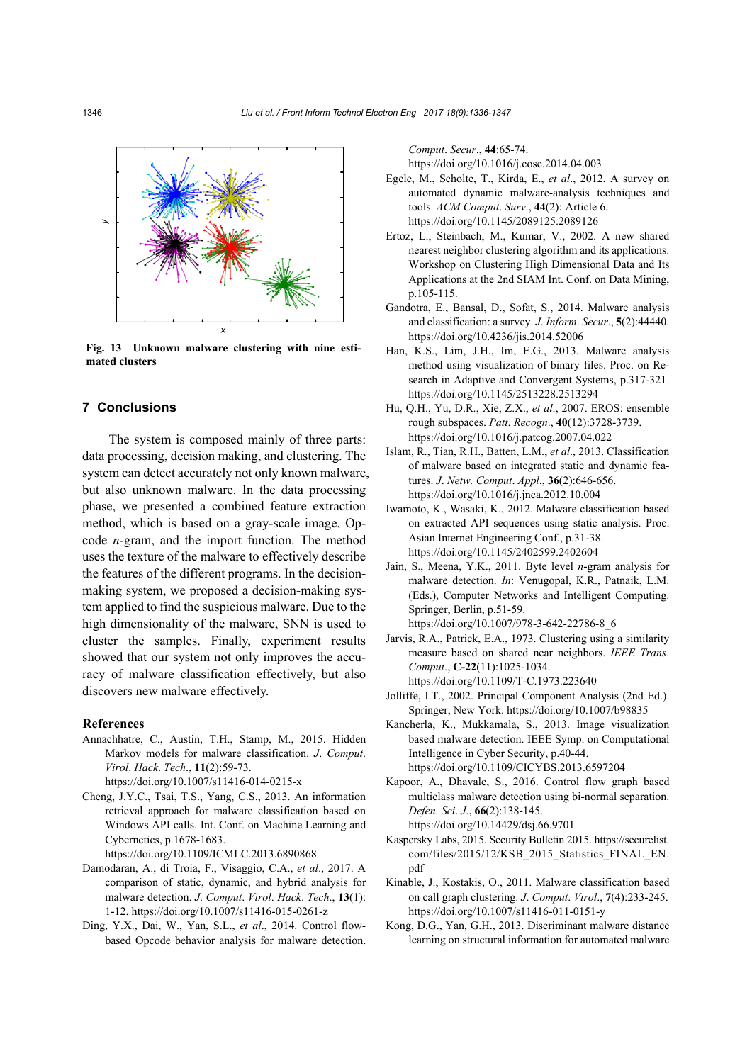Fig. 13 Unknown malware clustering with nine estimated clusters

## 7 Conclusions

The system is composed mainly of three parts: data processing, decision making, and clustering. The system can detect accurately not only known malware, but also unknown malware. In the data processing phase, we presented a combined feature extraction method, which is based on a gray-scale image, Opcode $n$-gram, and the import function. The method uses the texture of the malware to effectively describe the features of the different programs. In the decision-making system, we proposed a decision-making system applied to find the suspicious malware. Due to the high dimensionality of the malware, SNN is used to cluster the samples. Finally, experiment results showed that our system not only improves the accuracy of malware classification effectively, but also discovers new malware effectively.

## References

Annachhatre, C., Austin, T.H., Stamp, M., 2015. Hidden Markov models for malware classification. *J. Comput. Virol. Hack. Tech.*, **11**(2):59-73. https://doi.org/10.1007/s11416-014-0215-x

Cheng, J.Y.C., Tsai, T.S., Yang, C.S., 2013. An information retrieval approach for malware classification based on Windows API calls. Int. Conf. on Machine Learning and Cybernetics, p.1678-1683. https://doi.org/10.1109/ICMLC.2013.6890868

Damodaran, A., di Troia, F., Visaggio, C.A., *et al*., 2017. A comparison of static, dynamic, and hybrid analysis for malware detection. *J. Comput. Virol. Hack. Tech.*, **13**(1): 1-12. https://doi.org/10.1007/s11416-015-0261-z

Ding, Y.X., Dai, W., Yan, S.L., *et al*., 2014. Control flow-based Opcode behavior analysis for malware detection. *Comput. Secur.*, **44**:65-74. https://doi.org/10.1016/j.cose.2014.04.003

Egele, M., Scholte, T., Kirda, E., *et al*., 2012. A survey on automated dynamic malware-analysis techniques and tools. *ACM Comput. Surv.*, **44**(2): Article 6. https://doi.org/10.1145/2089125.2089126

Ertoz, L., Steinbach, M., Kumar, V., 2002. A new shared nearest neighbor clustering algorithm and its applications. Workshop on Clustering High Dimensional Data and Its Applications at the 2nd SIAM Int. Conf. on Data Mining, p.105-115.

Gandotra, E., Bansal, D., Sofat, S., 2014. Malware analysis and classification: a survey. *J. Inform. Secur.*, **5**(2):44440. https://doi.org/10.4236/jis.2014.52006

Han, K.S., Lim, J.H., Im, E.G., 2013. Malware analysis method using visualization of binary files. Proc. on Research in Adaptive and Convergent Systems, p.317-321. https://doi.org/10.1145/2513228.2513294

Hu, Q.H., Yu, D.R., Xie, Z.X., *et al*., 2007. EROS: ensemble rough subspaces. *Patt. Recogn.*, **40**(12):3728-3739. https://doi.org/10.1016/j.patcog.2007.04.022

Islam, R., Tian, R.H., Batten, L.M., *et al*., 2013. Classification of malware based on integrated static and dynamic features. *J. Netw. Comput. Appl.*, **36**(2):646-656. https://doi.org/10.1016/j.jnca.2012.10.004

Iwamoto, K., Wasaki, K., 2012. Malware classification based on extracted API sequences using static analysis. Proc. Asian Internet Engineering Conf., p.31-38. https://doi.org/10.1145/2402599.2402604

Jain, S., Meena, Y.K., 2011. Byte level $n$-gram analysis for malware detection. *In*: Venugopal, K.R., Patnaik, L.M. (Eds.), Computer Networks and Intelligent Computing. Springer, Berlin, p.51-59. https://doi.org/10.1007/978-3-642-22786-8_6

Jarvis, R.A., Patrick, E.A., 1973. Clustering using a similarity measure based on shared near neighbors. *IEEE Trans. Comput.*, **C-22**(11):1025-1034. https://doi.org/10.1109/T-C.1973.223640

Jolliffe, I.T., 2002. Principal Component Analysis (2nd Ed.). Springer, New York. https://doi.org/10.1007/b98835

Kancherla, K., Mukkamala, S., 2013. Image visualization based malware detection. IEEE Symp. on Computational Intelligence in Cyber Security, p.40-44. https://doi.org/10.1109/CICYBS.2013.6597204

Kapoor, A., Dhavale, S., 2016. Control flow graph based multiclass malware detection using bi-normal separation. *Defen. Sci. J.*, **66**(2):138-145. https://doi.org/10.14429/dsj.66.9701

Kaspersky Labs, 2015. Security Bulletin 2015. https://securelist.com/files/2015/12/KSB_2015_Statistics_FINAL_EN.pdf

Kinable, J., Kostakis, O., 2011. Malware classification based on call graph clustering. *J. Comput. Virol.*, **7**(4):233-245. https://doi.org/10.1007/s11416-011-0151-y

Kong, D.G., Yan, G.H., 2013. Discriminant malware distance learning on structural information for automated malware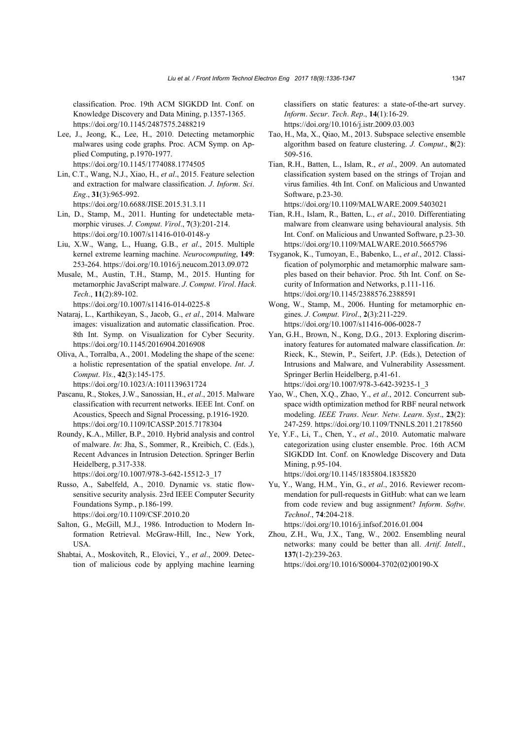classification. Proc. 19th ACM SIGKDD Int. Conf. on Knowledge Discovery and Data Mining, p.1357-1365. https://doi.org/10.1145/2487575.2488219

Lee, J., Jeong, K., Lee, H., 2010. Detecting metamorphic malwares using code graphs. Proc. ACM Symp. on Applied Computing, p.1970-1977. https://doi.org/10.1145/1774088.1774505

Lin, C.T., Wang, N.J., Xiao, H., *et al*., 2015. Feature selection and extraction for malware classification. *J*. *Inform*. *Sci*. *Eng*., **31**(3):965-992. https://doi.org/10.6688/JISE.2015.31.3.11

Lin, D., Stamp, M., 2011. Hunting for undetectable metamorphic viruses. *J*. *Comput*. *Virol*., **7**(3):201-214. https://doi.org/10.1007/s11416-010-0148-y

Liu, X.W., Wang, L., Huang, G.B., *et al*., 2015. Multiple kernel extreme learning machine. *Neurocomputing*, **149**: 253-264. https://doi.org/10.1016/j.neucom.2013.09.072

Musale, M., Austin, T.H., Stamp, M., 2015. Hunting for metamorphic JavaScript malware. *J*. *Comput*. *Virol*. *Hack*. *Tech*., **11**(2):89-102. https://doi.org/10.1007/s11416-014-0225-8

Nataraj, L., Karthikeyan, S., Jacob, G., *et al*., 2014. Malware images: visualization and automatic classification. Proc. 8th Int. Symp. on Visualization for Cyber Security. https://doi.org/10.1145/2016904.2016908

Oliva, A., Torralba, A., 2001. Modeling the shape of the scene: a holistic representation of the spatial envelope. *Int*. *J*. *Comput*. *Vis*., **42**(3):145-175. https://doi.org/10.1023/A:1011139631724

Pascanu, R., Stokes, J.W., Sanossian, H., *et al*., 2015. Malware classification with recurrent networks. IEEE Int. Conf. on Acoustics, Speech and Signal Processing, p.1916-1920. https://doi.org/10.1109/ICASSP.2015.7178304

Roundy, K.A., Miller, B.P., 2010. Hybrid analysis and control of malware. *In*: Jha, S., Sommer, R., Kreibich, C. (Eds.), Recent Advances in Intrusion Detection. Springer Berlin Heidelberg, p.317-338. https://doi.org/10.1007/978-3-642-15512-3_17

Russo, A., Sabelfeld, A., 2010. Dynamic vs. static flow-sensitive security analysis. 23rd IEEE Computer Security Foundations Symp., p.186-199. https://doi.org/10.1109/CSF.2010.20

Salton, G., McGill, M.J., 1986. Introduction to Modern Information Retrieval. McGraw-Hill, Inc., New York, USA.

Shabtai, A., Moskovitch, R., Elovici, Y., *et al*., 2009. Detection of malicious code by applying machine learning classifiers on static features: a state-of-the-art survey. *Inform*. *Secur*. *Tech*. *Rep*., **14**(1):16-29. https://doi.org/10.1016/j.istr.2009.03.003

Tao, H., Ma, X., Qiao, M., 2013. Subspace selective ensemble algorithm based on feature clustering. *J*. *Comput*., **8**(2): 509-516.

Tian, R.H., Batten, L., Islam, R., *et al*., 2009. An automated classification system based on the strings of Trojan and virus families. 4th Int. Conf. on Malicious and Unwanted Software, p.23-30. https://doi.org/10.1109/MALWARE.2009.5403021

Tian, R.H., Islam, R., Batten, L., *et al*., 2010. Differentiating malware from cleanware using behavioural analysis. 5th Int. Conf. on Malicious and Unwanted Software, p.23-30. https://doi.org/10.1109/MALWARE.2010.5665796

Tsyganok, K., Tumoyan, E., Babenko, L., *et al*., 2012. Classification of polymorphic and metamorphic malware samples based on their behavior. Proc. 5th Int. Conf. on Security of Information and Networks, p.111-116. https://doi.org/10.1145/2388576.2388591

Wong, W., Stamp, M., 2006. Hunting for metamorphic engines. *J*. *Comput*. *Virol*., **2**(3):211-229. https://doi.org/10.1007/s11416-006-0028-7

Yan, G.H., Brown, N., Kong, D.G., 2013. Exploring discriminatory features for automated malware classification. *In*: Rieck, K., Stewin, P., Seifert, J.P. (Eds.), Detection of Intrusions and Malware, and Vulnerability Assessment. Springer Berlin Heidelberg, p.41-61. https://doi.org/10.1007/978-3-642-39235-1_3

Yao, W., Chen, X.Q., Zhao, Y., *et al*., 2012. Concurrent subspace width optimization method for RBF neural network modeling. *IEEE Trans*. *Neur. Netw. Learn*. *Syst*., **23**(2): 247-259. https://doi.org/10.1109/TNNLS.2011.2178560

Ye, Y.F., Li, T., Chen, Y., *et al*., 2010. Automatic malware categorization using cluster ensemble. Proc. 16th ACM SIGKDD Int. Conf. on Knowledge Discovery and Data Mining, p.95-104. https://doi.org/10.1145/1835804.1835820

Yu, Y., Wang, H.M., Yin, G., *et al*., 2016. Reviewer recommendation for pull-requests in GitHub: what can we learn from code review and bug assignment? *Inform*. *Softw*. *Technol*., **74**:204-218. https://doi.org/10.1016/j.infsof.2016.01.004

Zhou, Z.H., Wu, J.X., Tang, W., 2002. Ensembling neural networks: many could be better than all. *Artif*. *Intell*., **137**(1-2):239-263. https://doi.org/10.1016/S0004-3702(02)00190-X